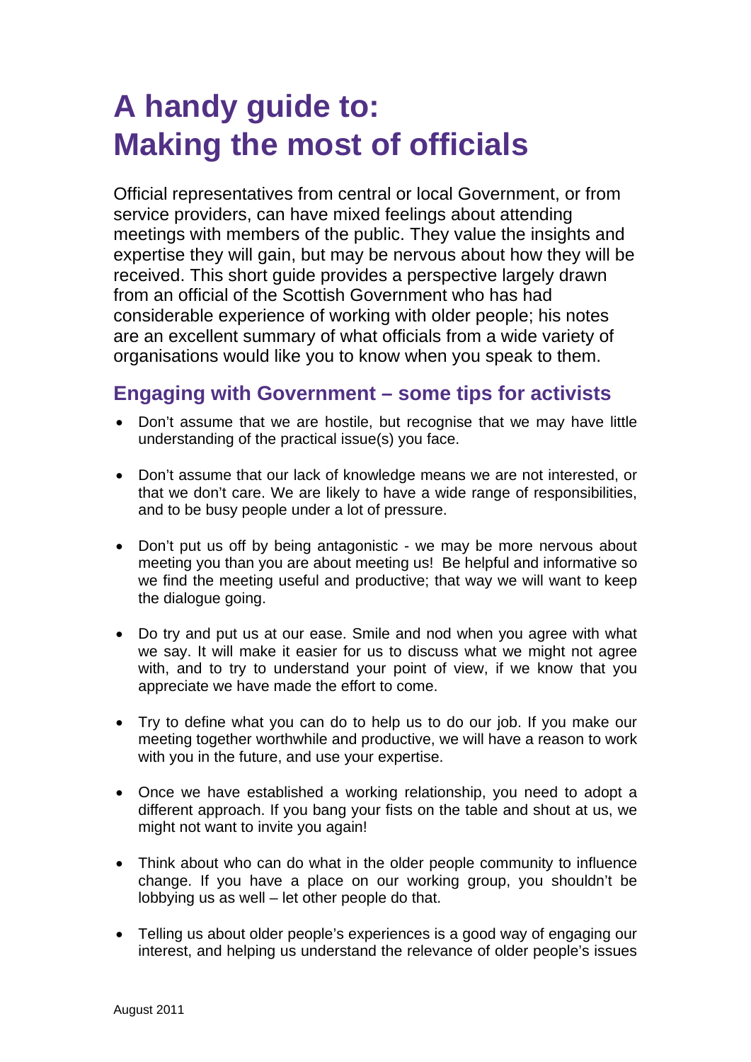# A handy guide to: Making the most of officials

Official representatives from central or local Government, or from service providers, can have mixed feelings about attending meetings with members of the public. They value the insights and expertise they will gain, but may be nervous about how they will be received. This short guide provides a perspective largely drawn from an official of the Scottish Government who has had considerable experience of working with older people; his notes are an excellent summary of what officials from a wide variety of organisations would like you to know when you speak to them.

## Engaging with Government – some tips for activists

- Don't assume that we are hostile, but recognise that we may have little understanding of the practical issue(s) you face.
- Don't assume that our lack of knowledge means we are not interested, or that we don't care. We are likely to have a wide range of responsibilities, and to be busy people under a lot of pressure.
- Don't put us off by being antagonistic - we may be more nervous about meeting you than you are about meeting us! Be helpful and informative so we find the meeting useful and productive; that way we will want to keep the dialogue going.
- Do try and put us at our ease. Smile and nod when you agree with what we say. It will make it easier for us to discuss what we might not agree with, and to try to understand your point of view, if we know that you appreciate we have made the effort to come.
- Try to define what you can do to help us to do our job. If you make our meeting together worthwhile and productive, we will have a reason to work with you in the future, and use your expertise.
- Once we have established a working relationship, you need to adopt a different approach. If you bang your fists on the table and shout at us, we might not want to invite you again!
- Think about who can do what in the older people community to influence change. If you have a place on our working group, you shouldn't be lobbying us as well – let other people do that.
- Telling us about older people's experiences is a good way of engaging our interest, and helping us understand the relevance of older people's issues

August 2011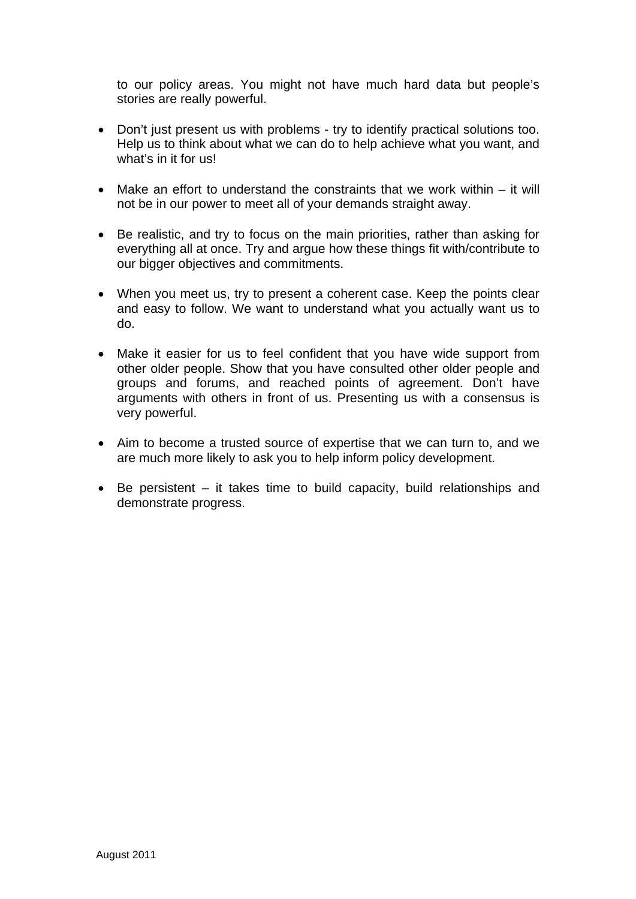to our policy areas. You might not have much hard data but people's stories are really powerful.

- Don't just present us with problems - try to identify practical solutions too. Help us to think about what we can do to help achieve what you want, and what's in it for us!

- Make an effort to understand the constraints that we work within – it will not be in our power to meet all of your demands straight away.

- Be realistic, and try to focus on the main priorities, rather than asking for everything all at once. Try and argue how these things fit with/contribute to our bigger objectives and commitments.

- When you meet us, try to present a coherent case. Keep the points clear and easy to follow. We want to understand what you actually want us to do.

- Make it easier for us to feel confident that you have wide support from other older people. Show that you have consulted other older people and groups and forums, and reached points of agreement. Don't have arguments with others in front of us. Presenting us with a consensus is very powerful.

- Aim to become a trusted source of expertise that we can turn to, and we are much more likely to ask you to help inform policy development.

- Be persistent – it takes time to build capacity, build relationships and demonstrate progress.

August 2011